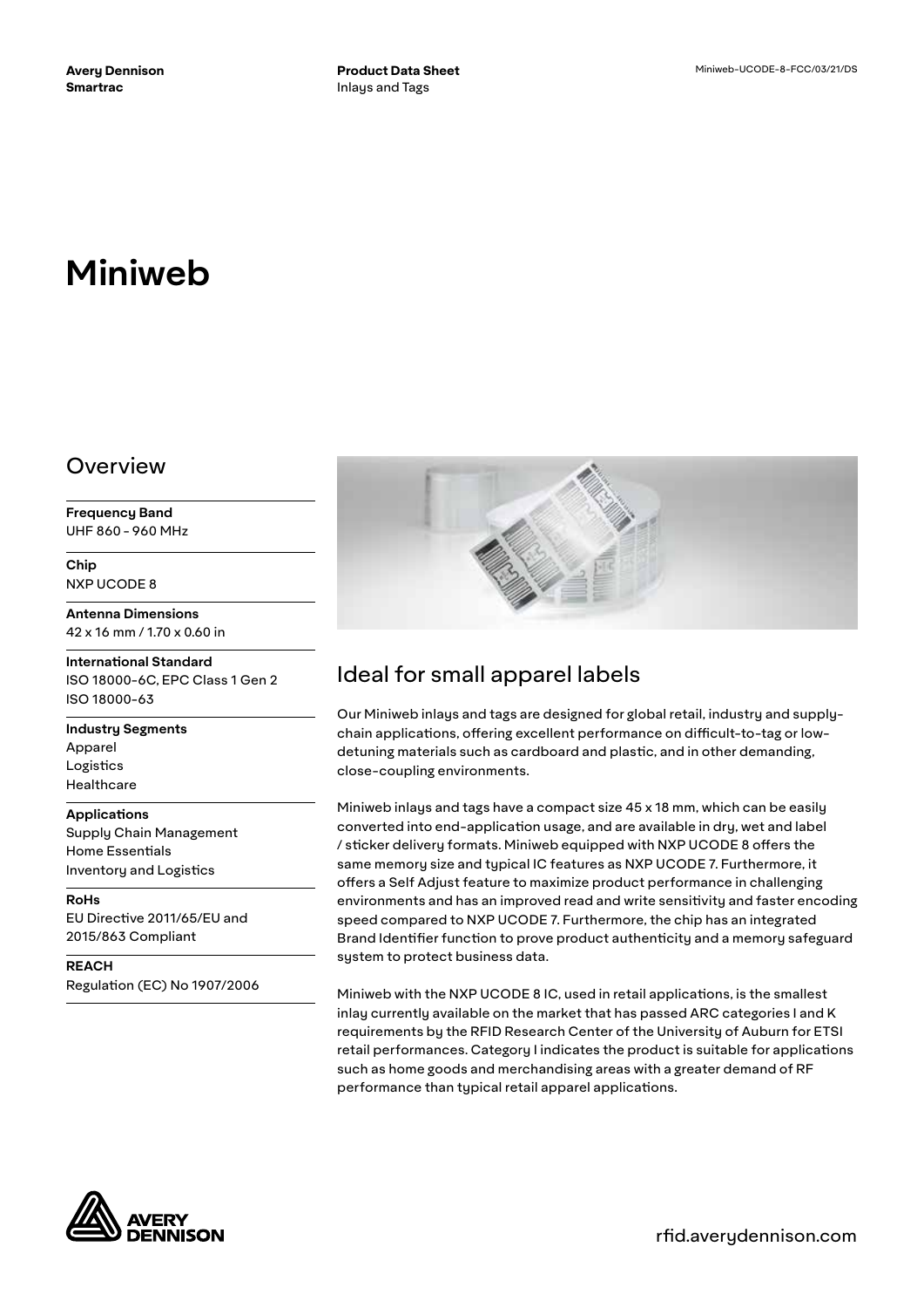Avery Dennison
Smartrac

**Product Data Sheet**
Inlays and Tags

Miniweb-UCODE-8-FCC/03/21/DS

# Miniweb

## Overview

**Frequency Band**
UHF 860 - 960 MHz

**Chip**
NXP UCODE 8

**Antenna Dimensions**
42 x 16 mm / 1.70 x 0.60 in

**International Standard**
ISO 18000-6C, EPC Class 1 Gen 2
ISO 18000-63

**Industry Segments**
Apparel
Logistics
Healthcare

**Applications**
Supply Chain Management
Home Essentials
Inventory and Logistics

**RoHs**
EU Directive 2011/65/EU and 2015/863 Compliant

**REACH**
Regulation (EC) No 1907/2006

## Ideal for small apparel labels

Our Miniweb inlays and tags are designed for global retail, industry and supply-chain applications, offering excellent performance on difficult-to-tag or low-detuning materials such as cardboard and plastic, and in other demanding, close-coupling environments.

Miniweb inlays and tags have a compact size 45 x 18 mm, which can be easily converted into end-application usage, and are available in dry, wet and label / sticker delivery formats. Miniweb equipped with NXP UCODE 8 offers the same memory size and typical IC features as NXP UCODE 7. Furthermore, it offers a Self Adjust feature to maximize product performance in challenging environments and has an improved read and write sensitivity and faster encoding speed compared to NXP UCODE 7. Furthermore, the chip has an integrated Brand Identifier function to prove product authenticity and a memory safeguard system to protect business data.

Miniweb with the NXP UCODE 8 IC, used in retail applications, is the smallest inlay currently available on the market that has passed ARC categories I and K requirements by the RFID Research Center of the University of Auburn for ETSI retail performances. Category I indicates the product is suitable for applications such as home goods and merchandising areas with a greater demand of RF performance than typical retail apparel applications.

rfid.averydennison.com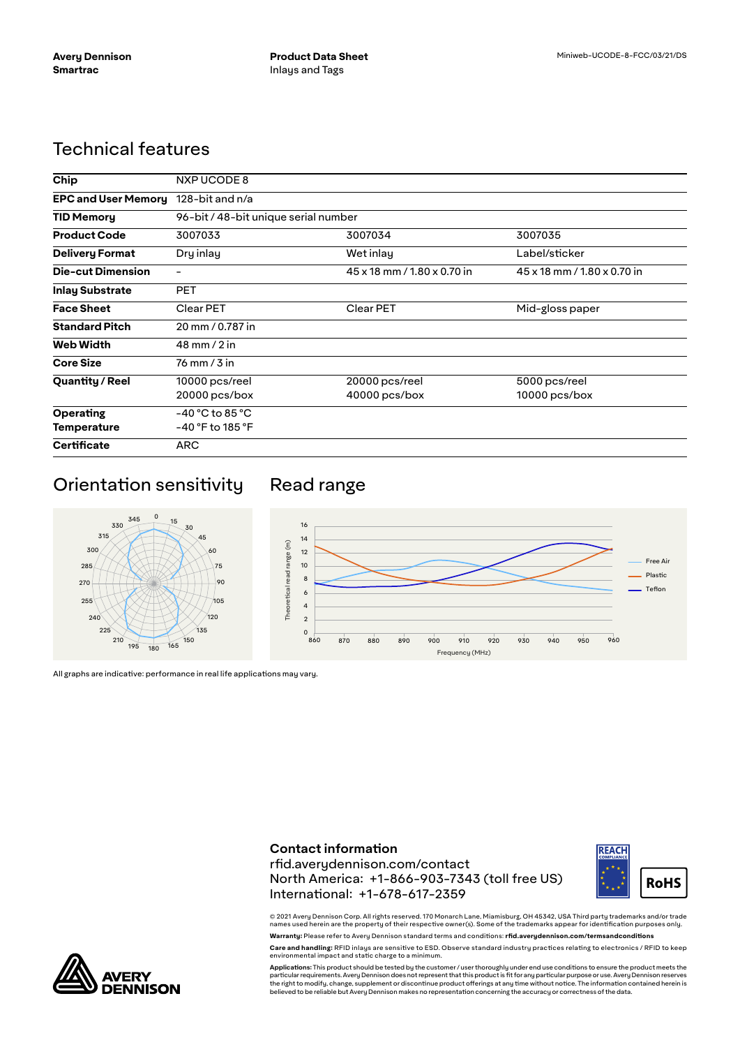## Technical features

| | | | |
|---|---|---|---|
| **Chip** | NXP UCODE 8 | | |
| **EPC and User Memory** | 128-bit and n/a | | |
| **TID Memory** | 96-bit / 48-bit unique serial number | | |
| **Product Code** | 3007033 | 3007034 | 3007035 |
| **Delivery Format** | Dry inlay | Wet inlay | Label/sticker |
| **Die-cut Dimension** | – | 45 x 18 mm / 1.80 x 0.70 in | 45 x 18 mm / 1.80 x 0.70 in |
| **Inlay Substrate** | PET | | |
| **Face Sheet** | Clear PET | Clear PET | Mid-gloss paper |
| **Standard Pitch** | 20 mm / 0.787 in | | |
| **Web Width** | 48 mm / 2 in | | |
| **Core Size** | 76 mm / 3 in | | |
| **Quantity / Reel** | 10000 pcs/reel<br>20000 pcs/box | 20000 pcs/reel<br>40000 pcs/box | 5000 pcs/reel<br>10000 pcs/box |
| **Operating Temperature** | -40 °C to 85 °C<br>-40 °F to 185 °F | | |
| **Certificate** | ARC | | |

## Orientation sensitivity

0 15 30 45 60 75 90 105 120 135 150 165 180 195 210 225 240 255 270 285 300 315 330 345

## Read range

Theoretical read range (m)

0 2 4 6 8 10 12 14 16

860 870 880 890 900 910 920 930 940 950 960

Frequency (MHz)

Free Air
Plastic
Teflon

All graphs are indicative: performance in real life applications may vary.

**Contact information**
rfid.averydennison.com/contact
North America: +1-866-903-7343 (toll free US)
International: +1-678-617-2359

REACH COMPLIANCE

RoHS

© 2021 Avery Dennison Corp. All rights reserved. 170 Monarch Lane, Miamisburg, OH 45342, USA Third party trademarks and/or trade names used herein are the property of their respective owner(s). Some of the trademarks appear for identification purposes only.

**Warranty:** Please refer to Avery Dennison standard terms and conditions: **rfid.averydennison.com/termsandconditions**

**Care and handling:** RFID inlays are sensitive to ESD. Observe standard industry practices relating to electronics / RFID to keep environmental impact and static charge to a minimum.

**Applications:** This product should be tested by the customer / user thoroughly under end use conditions to ensure the product meets the particular requirements. Avery Dennison does not represent that this product is fit for any particular purpose or use. Avery Dennison reserves the right to modify, change, supplement or discontinue product offerings at any time without notice. The information contained herein is believed to be reliable but Avery Dennison makes no representation concerning the accuracy or correctness of the data.

AVERY DENNISON